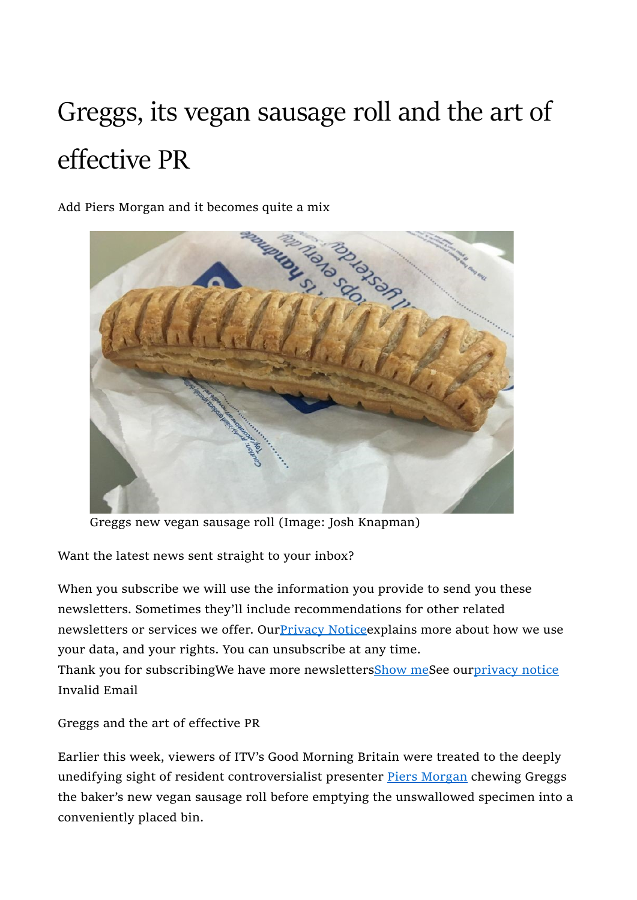# Greggs, its vegan sausage roll and the art of effective PR

Add Piers Morgan and it becomes quite a mix

Greggs new vegan sausage roll (Image: Josh Knapman)

Want the latest news sent straight to your inbox?

When you subscribe we will use the information you provide to send you these newsletters. Sometimes they'll include recommendations for other related newsletters or services we offer. Our[Privacy Notice]explains more about how we use your data, and your rights. You can unsubscribe at any time.
Thank you for subscribingWe have more newsletters[Show me]See our[privacy notice]
Invalid Email

Greggs and the art of effective PR

Earlier this week, viewers of ITV's Good Morning Britain were treated to the deeply unedifying sight of resident controversialist presenter Piers Morgan chewing Greggs the baker's new vegan sausage roll before emptying the unswallowed specimen into a conveniently placed bin.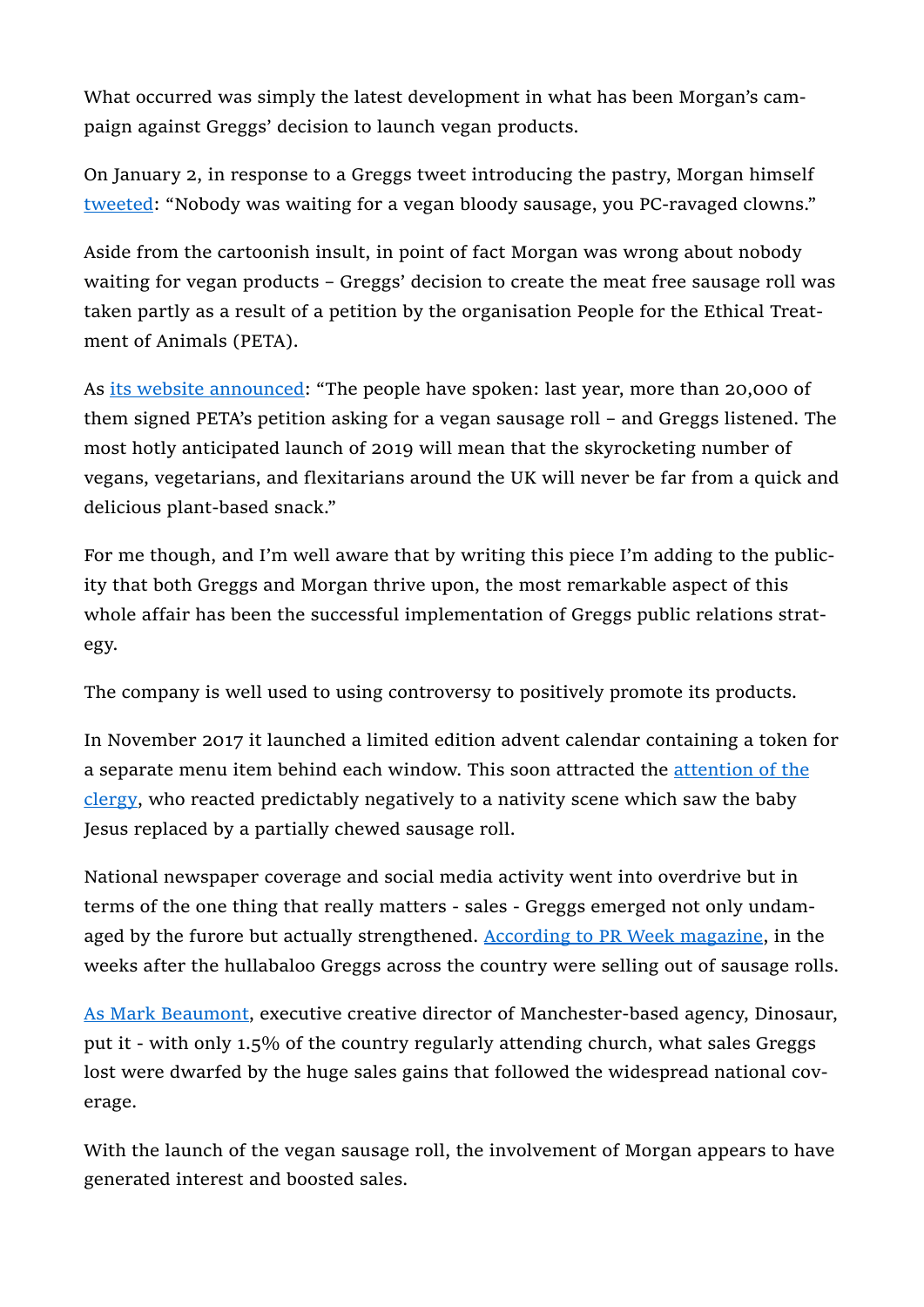What occurred was simply the latest development in what has been Morgan's campaign against Greggs' decision to launch vegan products.

On January 2, in response to a Greggs tweet introducing the pastry, Morgan himself [tweeted](): "Nobody was waiting for a vegan bloody sausage, you PC-ravaged clowns."

Aside from the cartoonish insult, in point of fact Morgan was wrong about nobody waiting for vegan products – Greggs' decision to create the meat free sausage roll was taken partly as a result of a petition by the organisation People for the Ethical Treatment of Animals (PETA).

As [its website announced](): "The people have spoken: last year, more than 20,000 of them signed PETA's petition asking for a vegan sausage roll – and Greggs listened. The most hotly anticipated launch of 2019 will mean that the skyrocketing number of vegans, vegetarians, and flexitarians around the UK will never be far from a quick and delicious plant-based snack."

For me though, and I'm well aware that by writing this piece I'm adding to the publicity that both Greggs and Morgan thrive upon, the most remarkable aspect of this whole affair has been the successful implementation of Greggs public relations strategy.

The company is well used to using controversy to positively promote its products.

In November 2017 it launched a limited edition advent calendar containing a token for a separate menu item behind each window. This soon attracted the [attention of the clergy](), who reacted predictably negatively to a nativity scene which saw the baby Jesus replaced by a partially chewed sausage roll.

National newspaper coverage and social media activity went into overdrive but in terms of the one thing that really matters - sales - Greggs emerged not only undamaged by the furore but actually strengthened. [According to PR Week magazine](), in the weeks after the hullabaloo Greggs across the country were selling out of sausage rolls.

[As Mark Beaumont](), executive creative director of Manchester-based agency, Dinosaur, put it - with only 1.5% of the country regularly attending church, what sales Greggs lost were dwarfed by the huge sales gains that followed the widespread national coverage.

With the launch of the vegan sausage roll, the involvement of Morgan appears to have generated interest and boosted sales.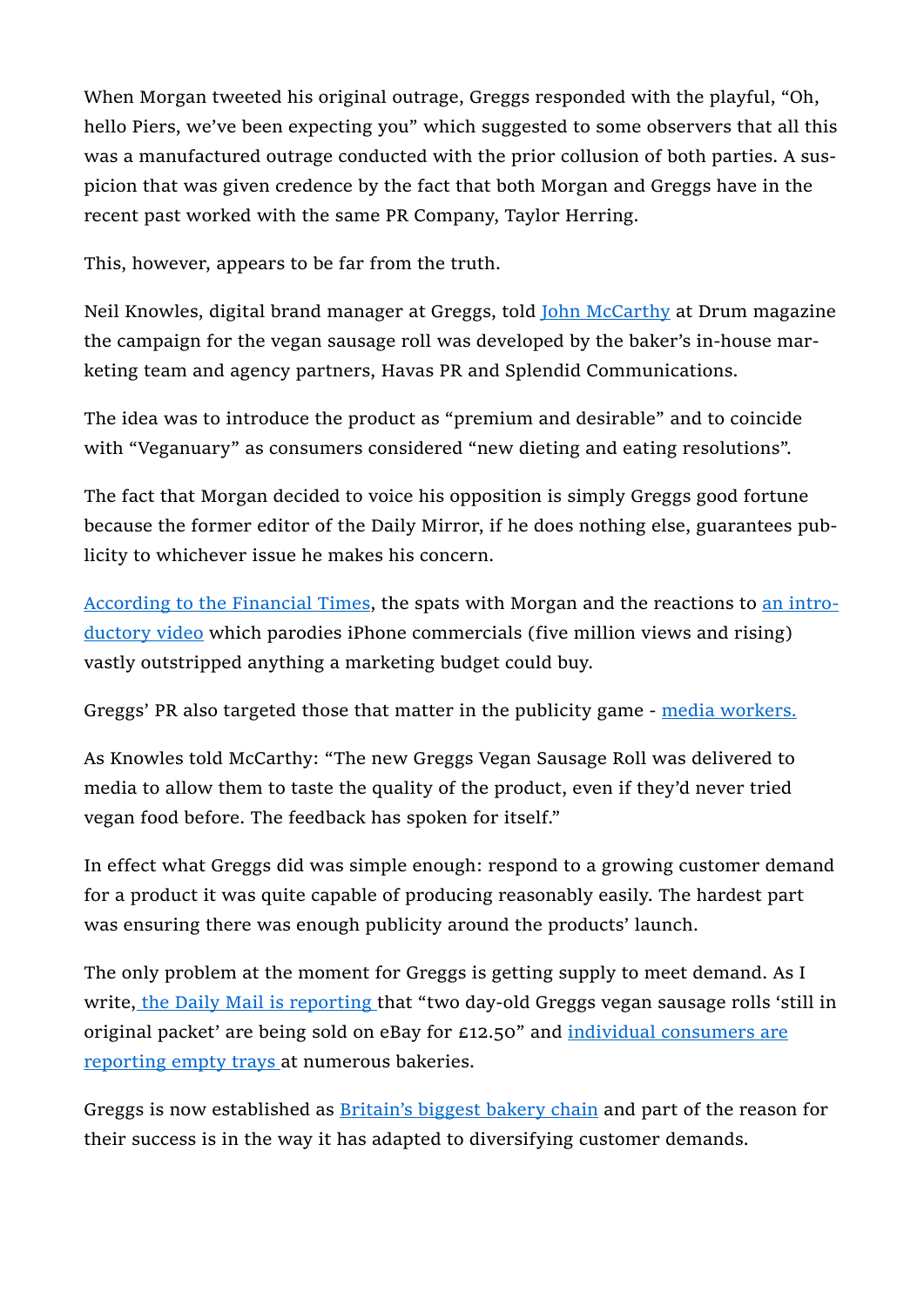When Morgan tweeted his original outrage, Greggs responded with the playful, "Oh, hello Piers, we've been expecting you" which suggested to some observers that all this was a manufactured outrage conducted with the prior collusion of both parties. A suspicion that was given credence by the fact that both Morgan and Greggs have in the recent past worked with the same PR Company, Taylor Herring.

This, however, appears to be far from the truth.

Neil Knowles, digital brand manager at Greggs, told John McCarthy at Drum magazine the campaign for the vegan sausage roll was developed by the baker's in-house marketing team and agency partners, Havas PR and Splendid Communications.

The idea was to introduce the product as "premium and desirable" and to coincide with "Veganuary" as consumers considered "new dieting and eating resolutions".

The fact that Morgan decided to voice his opposition is simply Greggs good fortune because the former editor of the Daily Mirror, if he does nothing else, guarantees publicity to whichever issue he makes his concern.

According to the Financial Times, the spats with Morgan and the reactions to an introductory video which parodies iPhone commercials (five million views and rising) vastly outstripped anything a marketing budget could buy.

Greggs' PR also targeted those that matter in the publicity game - media workers.

As Knowles told McCarthy: "The new Greggs Vegan Sausage Roll was delivered to media to allow them to taste the quality of the product, even if they'd never tried vegan food before. The feedback has spoken for itself."

In effect what Greggs did was simple enough: respond to a growing customer demand for a product it was quite capable of producing reasonably easily. The hardest part was ensuring there was enough publicity around the products' launch.

The only problem at the moment for Greggs is getting supply to meet demand. As I write, the Daily Mail is reporting that "two day-old Greggs vegan sausage rolls 'still in original packet' are being sold on eBay for £12.50" and individual consumers are reporting empty trays at numerous bakeries.

Greggs is now established as Britain's biggest bakery chain and part of the reason for their success is in the way it has adapted to diversifying customer demands.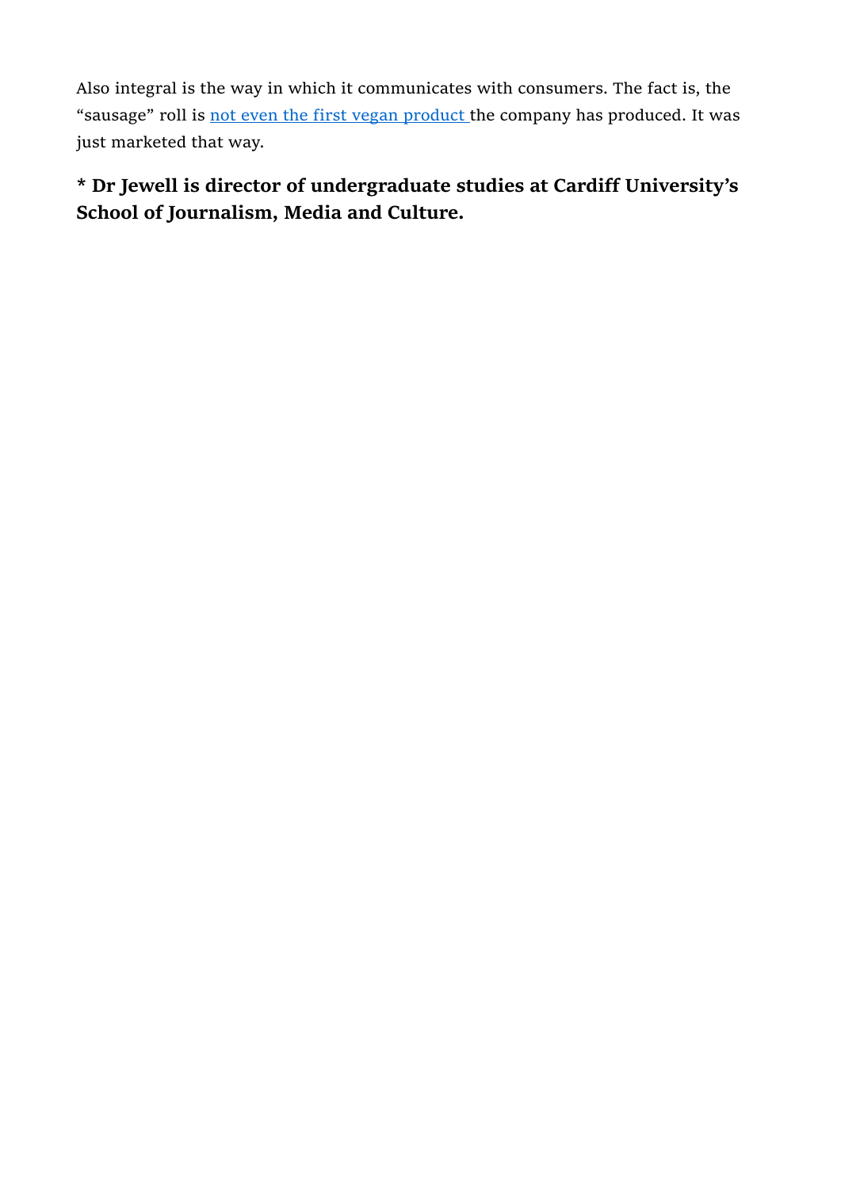Also integral is the way in which it communicates with consumers. The fact is, the "sausage" roll is not even the first vegan product the company has produced. It was just marketed that way.

**\* Dr Jewell is director of undergraduate studies at Cardiff University's School of Journalism, Media and Culture.**